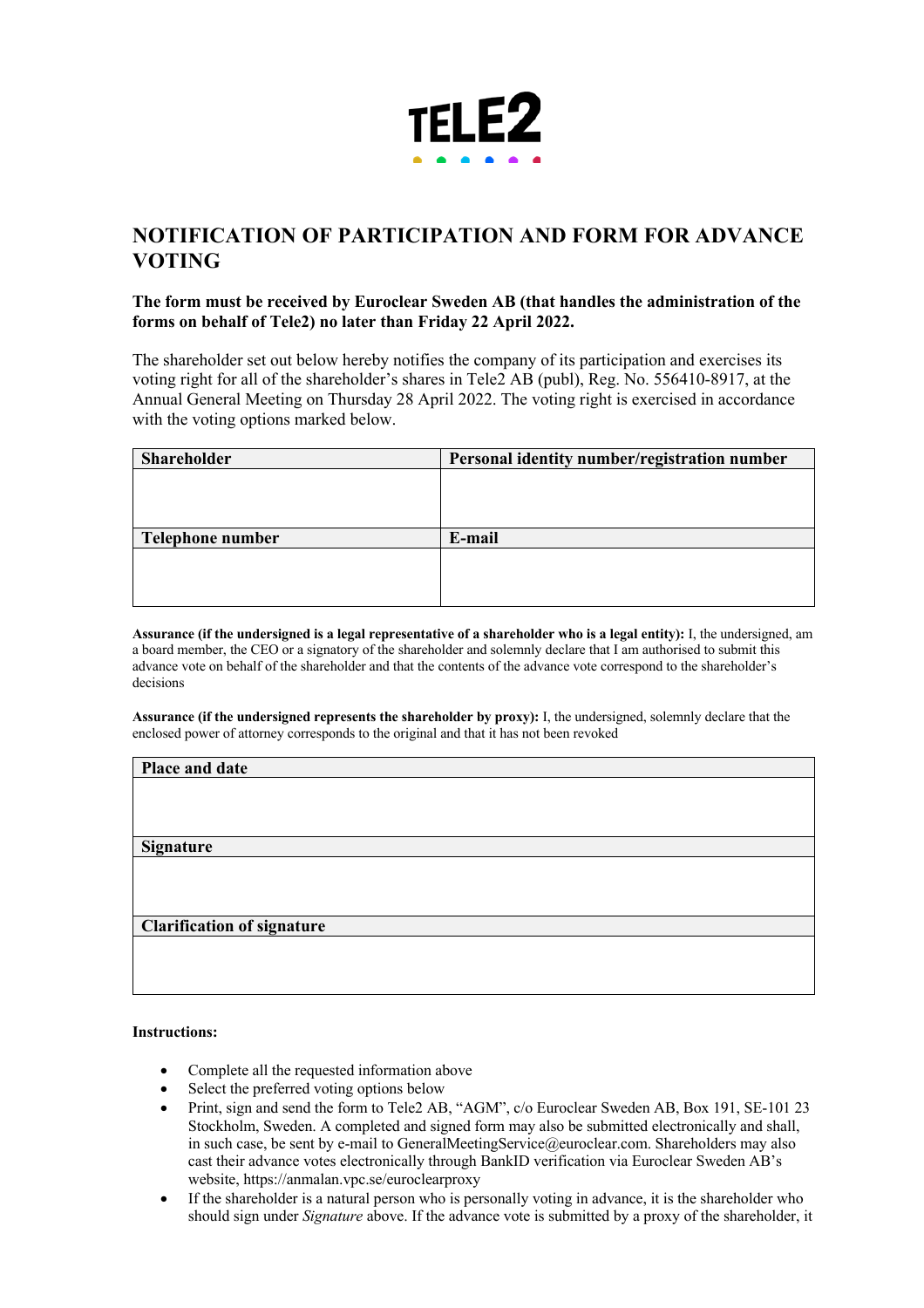# NOTIFICATION OF PARTICIPATION AND FORM FOR ADVANCE VOTING

**The form must be received by Euroclear Sweden AB (that handles the administration of the forms on behalf of Tele2) no later than Friday 22 April 2022.**

The shareholder set out below hereby notifies the company of its participation and exercises its voting right for all of the shareholder's shares in Tele2 AB (publ), Reg. No. 556410-8917, at the Annual General Meeting on Thursday 28 April 2022. The voting right is exercised in accordance with the voting options marked below.

| Shareholder | Personal identity number/registration number |
|---|---|
| | |
| **Telephone number** | **E-mail** |
| | |

**Assurance (if the undersigned is a legal representative of a shareholder who is a legal entity):** I, the undersigned, am a board member, the CEO or a signatory of the shareholder and solemnly declare that I am authorised to submit this advance vote on behalf of the shareholder and that the contents of the advance vote correspond to the shareholder's decisions

**Assurance (if the undersigned represents the shareholder by proxy):** I, the undersigned, solemnly declare that the enclosed power of attorney corresponds to the original and that it has not been revoked

| Place and date |
|---|
| |
| **Signature** |
| |
| **Clarification of signature** |
| |

**Instructions:**

- Complete all the requested information above
- Select the preferred voting options below
- Print, sign and send the form to Tele2 AB, "AGM", c/o Euroclear Sweden AB, Box 191, SE-101 23 Stockholm, Sweden. A completed and signed form may also be submitted electronically and shall, in such case, be sent by e-mail to GeneralMeetingService@euroclear.com. Shareholders may also cast their advance votes electronically through BankID verification via Euroclear Sweden AB's website, https://anmalan.vpc.se/euroclearproxy
- If the shareholder is a natural person who is personally voting in advance, it is the shareholder who should sign under *Signature* above. If the advance vote is submitted by a proxy of the shareholder, it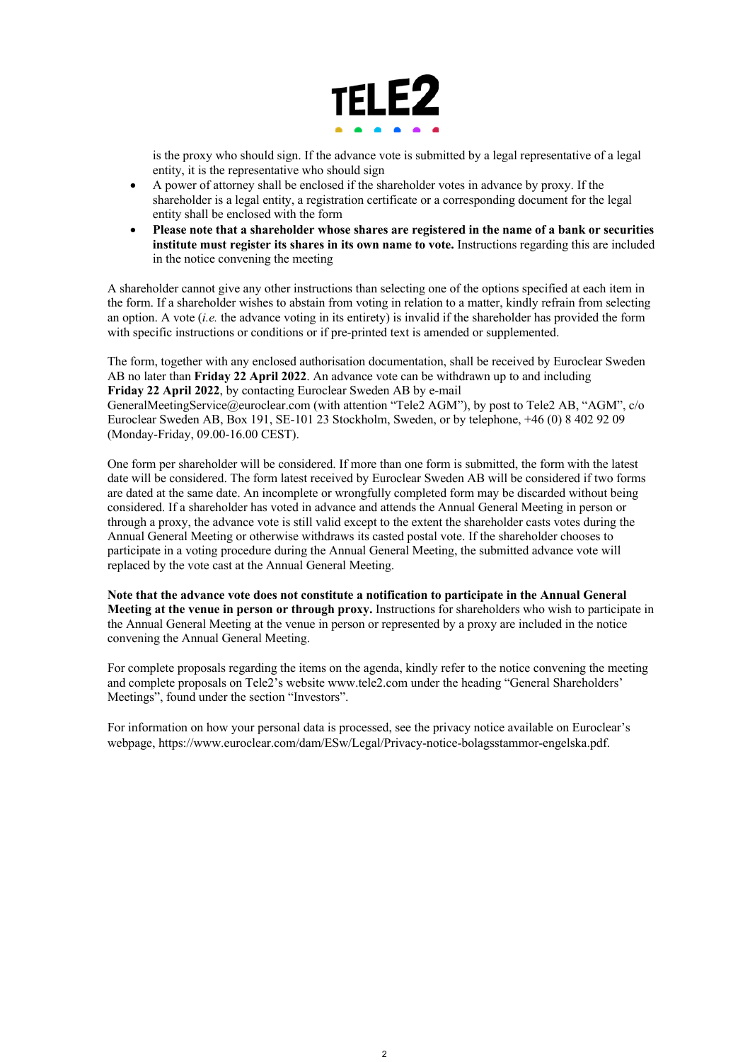is the proxy who should sign. If the advance vote is submitted by a legal representative of a legal entity, it is the representative who should sign

- A power of attorney shall be enclosed if the shareholder votes in advance by proxy. If the shareholder is a legal entity, a registration certificate or a corresponding document for the legal entity shall be enclosed with the form
- **Please note that a shareholder whose shares are registered in the name of a bank or securities institute must register its shares in its own name to vote.** Instructions regarding this are included in the notice convening the meeting

A shareholder cannot give any other instructions than selecting one of the options specified at each item in the form. If a shareholder wishes to abstain from voting in relation to a matter, kindly refrain from selecting an option. A vote (*i.e.* the advance voting in its entirety) is invalid if the shareholder has provided the form with specific instructions or conditions or if pre-printed text is amended or supplemented.

The form, together with any enclosed authorisation documentation, shall be received by Euroclear Sweden AB no later than **Friday 22 April 2022**. An advance vote can be withdrawn up to and including **Friday 22 April 2022**, by contacting Euroclear Sweden AB by e-mail GeneralMeetingService@euroclear.com (with attention "Tele2 AGM"), by post to Tele2 AB, "AGM", c/o Euroclear Sweden AB, Box 191, SE-101 23 Stockholm, Sweden, or by telephone, +46 (0) 8 402 92 09 (Monday-Friday, 09.00-16.00 CEST).

One form per shareholder will be considered. If more than one form is submitted, the form with the latest date will be considered. The form latest received by Euroclear Sweden AB will be considered if two forms are dated at the same date. An incomplete or wrongfully completed form may be discarded without being considered. If a shareholder has voted in advance and attends the Annual General Meeting in person or through a proxy, the advance vote is still valid except to the extent the shareholder casts votes during the Annual General Meeting or otherwise withdraws its casted postal vote. If the shareholder chooses to participate in a voting procedure during the Annual General Meeting, the submitted advance vote will replaced by the vote cast at the Annual General Meeting.

**Note that the advance vote does not constitute a notification to participate in the Annual General Meeting at the venue in person or through proxy.** Instructions for shareholders who wish to participate in the Annual General Meeting at the venue in person or represented by a proxy are included in the notice convening the Annual General Meeting.

For complete proposals regarding the items on the agenda, kindly refer to the notice convening the meeting and complete proposals on Tele2's website www.tele2.com under the heading "General Shareholders' Meetings", found under the section "Investors".

For information on how your personal data is processed, see the privacy notice available on Euroclear's webpage, https://www.euroclear.com/dam/ESw/Legal/Privacy-notice-bolagsstammor-engelska.pdf.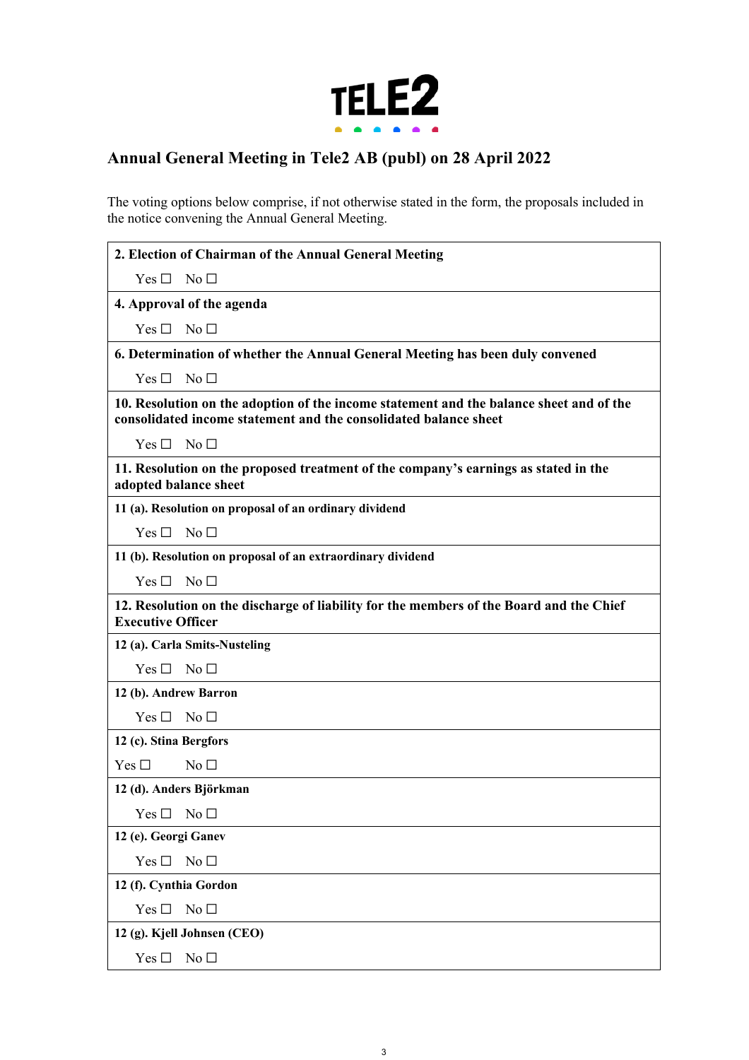TELE2

## Annual General Meeting in Tele2 AB (publ) on 28 April 2022

The voting options below comprise, if not otherwise stated in the form, the proposals included in the notice convening the Annual General Meeting.

| |
|---|
| **2. Election of Chairman of the Annual General Meeting** |
| Yes ☐ No ☐ |
| **4. Approval of the agenda** |
| Yes ☐ No ☐ |
| **6. Determination of whether the Annual General Meeting has been duly convened** |
| Yes ☐ No ☐ |
| **10. Resolution on the adoption of the income statement and the balance sheet and of the consolidated income statement and the consolidated balance sheet** |
| Yes ☐ No ☐ |
| **11. Resolution on the proposed treatment of the company's earnings as stated in the adopted balance sheet** |
| **11 (a). Resolution on proposal of an ordinary dividend** |
| Yes ☐ No ☐ |
| **11 (b). Resolution on proposal of an extraordinary dividend** |
| Yes ☐ No ☐ |
| **12. Resolution on the discharge of liability for the members of the Board and the Chief Executive Officer** |
| **12 (a). Carla Smits-Nusteling** |
| Yes ☐ No ☐ |
| **12 (b). Andrew Barron** |
| Yes ☐ No ☐ |
| **12 (c). Stina Bergfors** |
| Yes ☐ No ☐ |
| **12 (d). Anders Björkman** |
| Yes ☐ No ☐ |
| **12 (e). Georgi Ganev** |
| Yes ☐ No ☐ |
| **12 (f). Cynthia Gordon** |
| Yes ☐ No ☐ |
| **12 (g). Kjell Johnsen (CEO)** |
| Yes ☐ No ☐ |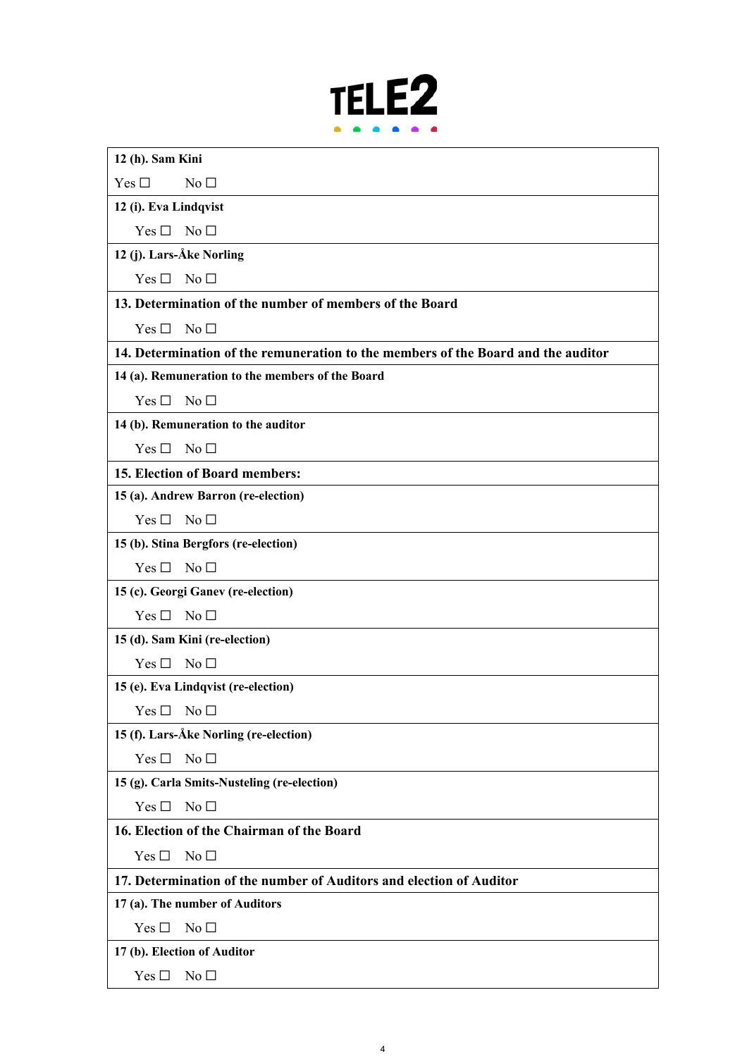**TELE2**

| |
|---|
| **12 (h). Sam Kini** |
| Yes ☐ No ☐ |
| **12 (i). Eva Lindqvist** |
| Yes ☐ No ☐ |
| **12 (j). Lars-Åke Norling** |
| Yes ☐ No ☐ |
| **13. Determination of the number of members of the Board** |
| Yes ☐ No ☐ |
| **14. Determination of the remuneration to the members of the Board and the auditor** |
| **14 (a). Remuneration to the members of the Board** |
| Yes ☐ No ☐ |
| **14 (b). Remuneration to the auditor** |
| Yes ☐ No ☐ |
| **15. Election of Board members:** |
| **15 (a). Andrew Barron (re-election)** |
| Yes ☐ No ☐ |
| **15 (b). Stina Bergfors (re-election)** |
| Yes ☐ No ☐ |
| **15 (c). Georgi Ganev (re-election)** |
| Yes ☐ No ☐ |
| **15 (d). Sam Kini (re-election)** |
| Yes ☐ No ☐ |
| **15 (e). Eva Lindqvist (re-election)** |
| Yes ☐ No ☐ |
| **15 (f). Lars-Åke Norling (re-election)** |
| Yes ☐ No ☐ |
| **15 (g). Carla Smits-Nusteling (re-election)** |
| Yes ☐ No ☐ |
| **16. Election of the Chairman of the Board** |
| Yes ☐ No ☐ |
| **17. Determination of the number of Auditors and election of Auditor** |
| **17 (a). The number of Auditors** |
| Yes ☐ No ☐ |
| **17 (b). Election of Auditor** |
| Yes ☐ No ☐ |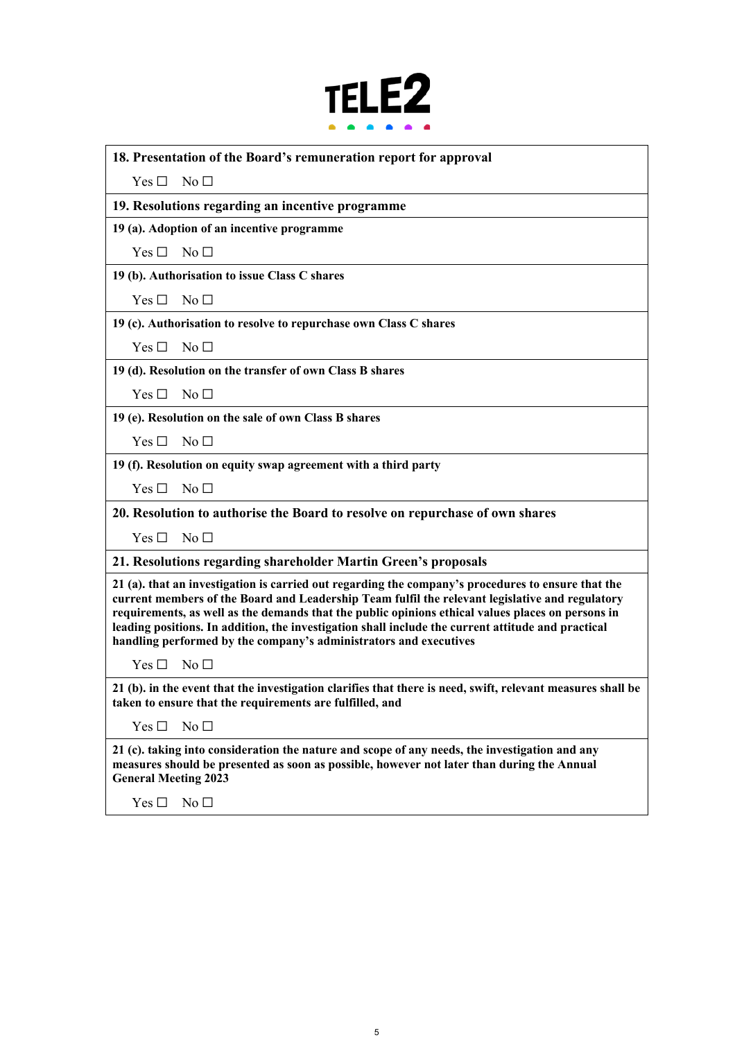TELE2

| |
|---|
| **18. Presentation of the Board's remuneration report for approval** |
| Yes ☐ No ☐ |
| **19. Resolutions regarding an incentive programme** |
| **19 (a). Adoption of an incentive programme** |
| Yes ☐ No ☐ |
| **19 (b). Authorisation to issue Class C shares** |
| Yes ☐ No ☐ |
| **19 (c). Authorisation to resolve to repurchase own Class C shares** |
| Yes ☐ No ☐ |
| **19 (d). Resolution on the transfer of own Class B shares** |
| Yes ☐ No ☐ |
| **19 (e). Resolution on the sale of own Class B shares** |
| Yes ☐ No ☐ |
| **19 (f). Resolution on equity swap agreement with a third party** |
| Yes ☐ No ☐ |
| **20. Resolution to authorise the Board to resolve on repurchase of own shares** |
| Yes ☐ No ☐ |
| **21. Resolutions regarding shareholder Martin Green's proposals** |
| **21 (a). that an investigation is carried out regarding the company's procedures to ensure that the current members of the Board and Leadership Team fulfil the relevant legislative and regulatory requirements, as well as the demands that the public opinions ethical values places on persons in leading positions. In addition, the investigation shall include the current attitude and practical handling performed by the company's administrators and executives** |
| Yes ☐ No ☐ |
| **21 (b). in the event that the investigation clarifies that there is need, swift, relevant measures shall be taken to ensure that the requirements are fulfilled, and** |
| Yes ☐ No ☐ |
| **21 (c). taking into consideration the nature and scope of any needs, the investigation and any measures should be presented as soon as possible, however not later than during the Annual General Meeting 2023** |
| Yes ☐ No ☐ |